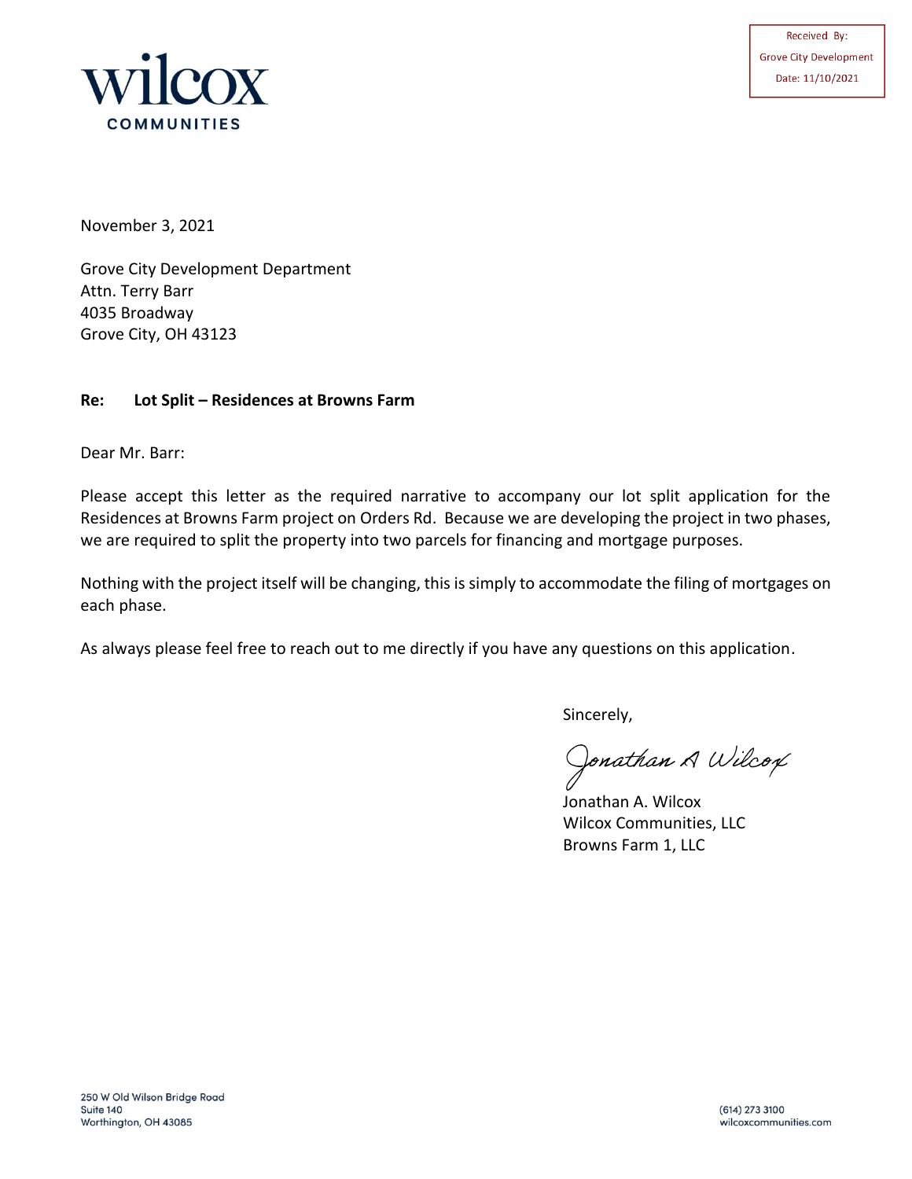wilcox
COMMUNITIES

Received By:
Grove City Development
Date: 11/10/2021

November 3, 2021

Grove City Development Department
Attn. Terry Barr
4035 Broadway
Grove City, OH 43123

**Re: Lot Split – Residences at Browns Farm**

Dear Mr. Barr:

Please accept this letter as the required narrative to accompany our lot split application for the Residences at Browns Farm project on Orders Rd. Because we are developing the project in two phases, we are required to split the property into two parcels for financing and mortgage purposes.

Nothing with the project itself will be changing, this is simply to accommodate the filing of mortgages on each phase.

As always please feel free to reach out to me directly if you have any questions on this application.

Sincerely,

Jonathan A Wilcox

Jonathan A. Wilcox
Wilcox Communities, LLC
Browns Farm 1, LLC

250 W Old Wilson Bridge Road
Suite 140
Worthington, OH 43085

(614) 273 3100
wilcoxcommunities.com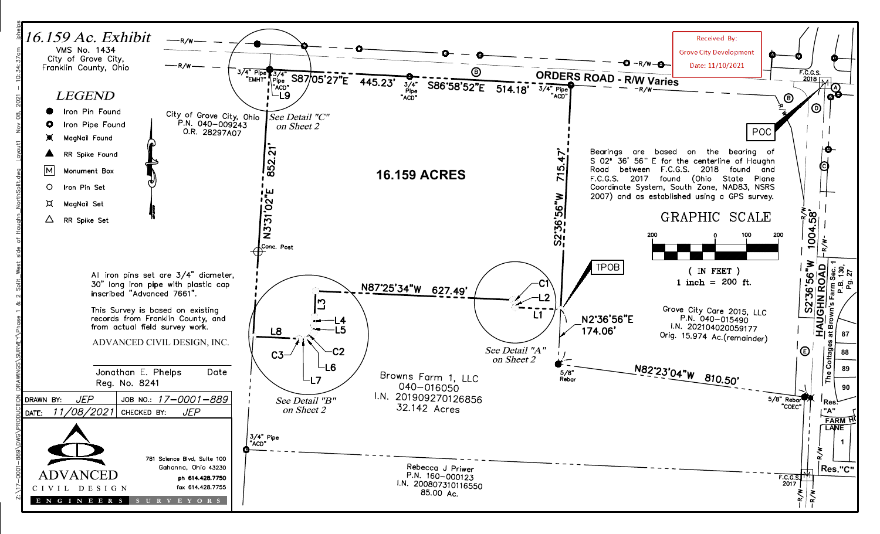# 16.159 Ac. Exhibit

VMS No. 1434
City of Grove City,
Franklin County, Ohio

Received By:
Grove City Development
Date: 11/10/2021

## LEGEND

- ● Iron Pin Found
- ⭘ Iron Pipe Found
- MagNail Found
- ▲ RR Spike Found
- M Monument Box
- ○ Iron Pin Set
- MagNail Set
- △ RR Spike Set

City of Grove City, Ohio
P.N. 040–009243
O.R. 28297A07

*See Detail "C" on Sheet 2*

**ORDERS ROAD - R/W Varies**

3/4" Pipe "EMHT"

3/4" Pipe "ACD"

L9

S87°05'27"E 445.23'

3/4" Pipe "ACD"

S86°58'52"E 514.18'

3/4" Pipe "ACD"

F.C.G.S. 2018

POC

N3°31'02"E 852.21'

**16.159 ACRES**

S2°36'56"W 715.47'

Bearings are based on the bearing of S 02° 36' 56" E for the centerline of Haughn Road between F.C.G.S. 2018 found and F.C.G.S. 2017 found (Ohio State Plane Coordinate System, South Zone, NAD83, NSRS 2007) and as established using a GPS survey.

GRAPHIC SCALE

200 0 100 200

( IN FEET )
1 inch = 200 ft.

Conc. Post

All iron pins set are 3/4" diameter, 30" long iron pipe with plastic cap inscribed "Advanced 7661".

This Survey is based on existing records from Franklin County, and from actual field survey work.

ADVANCED CIVIL DESIGN, INC.

Jonathan E. Phelps Date
Reg. No. 8241

TPOB

N87°25'34"W 627.49'

L3, L4, L5, L8, C3, C2, L6, L7, C1, L2, L1

N2°36'56"E 174.06'

*See Detail "A" on Sheet 2*

*See Detail "B" on Sheet 2*

5/8" Rebar

N82°23'04"W 810.50'

5/8" Rebar "COEC"

Grove City Care 2015, LLC
P.N. 040–015490
I.N. 202104020059177
Orig. 15.974 Ac.(remainder)

Browns Farm 1, LLC
040–016050
I.N. 201909270126856
32.142 Acres

3/4" Pipe "ACD"

Rebecca J Priwer
P.N. 160–000123
I.N. 200807310116550
85.00 Ac.

S2°36'56"W 1004.58'

HAUGHN ROAD

The Cottages at Brown's Farm Sec. 1 P.B. 130, Pg. 27

87, 88, 89, 90

Res. "A"

FARM H LANE

1

Res. "C"

F.C.G.S. 2017

| DRAWN BY: JEP | JOB NO.: 17-0001-889 |
| --- | --- |
| DATE: 11/08/2021 | CHECKED BY: JEP |

ADVANCED
CIVIL DESIGN
ENGINEERS SURVEYORS

781 Science Blvd, Suite 100
Gahanna, Ohio 43230
ph 614.428.7750
fax 614.428.7755

Z:\17-0001-889\DWG\PRODUCTION DRAWINGS\SURVEY\Phase 1 & 2 Split\West side of Haughn_NorthSplit.dwg Layout1 Nov 08, 2021 – 10:34:37am jphelps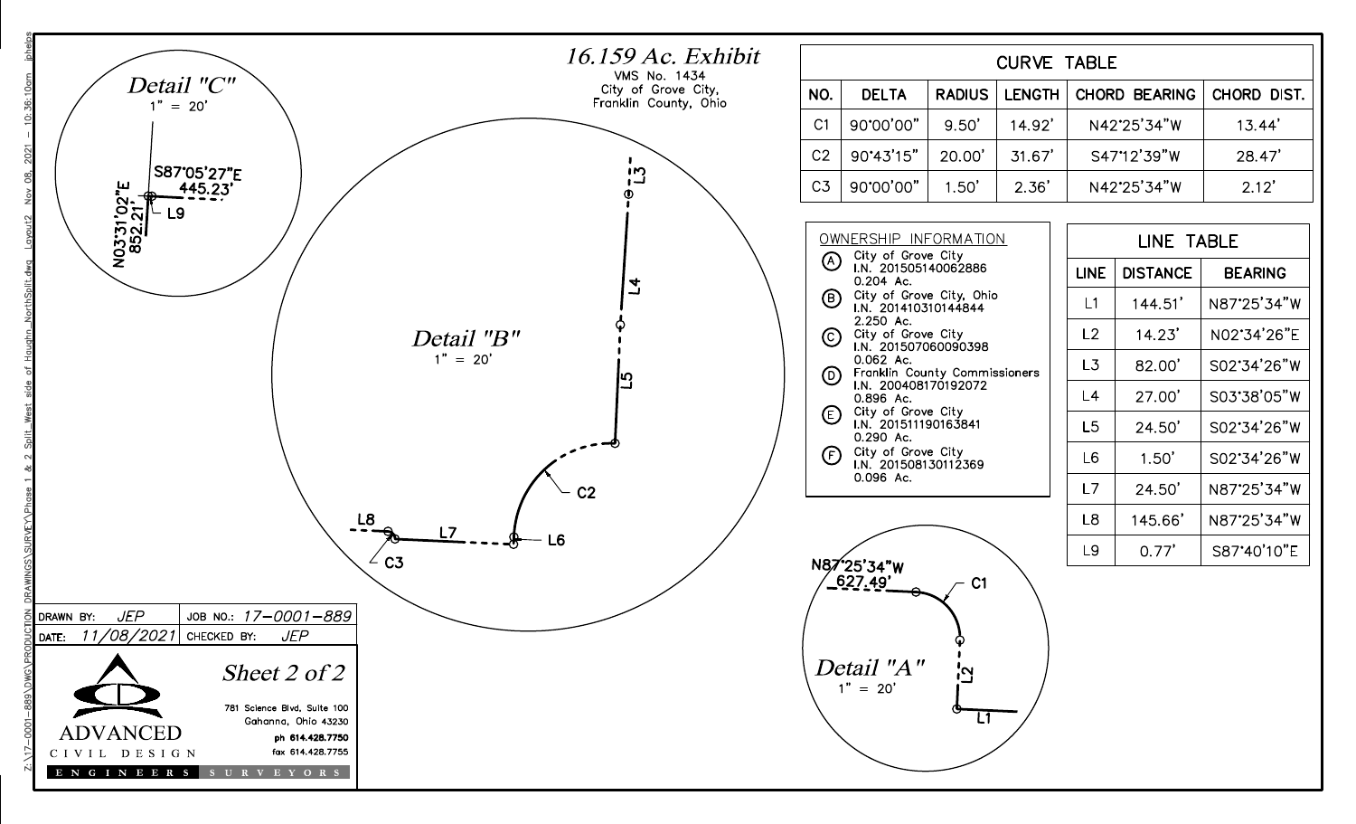# 16.159 Ac. Exhibit

VMS No. 1434
City of Grove City,
Franklin County, Ohio

| CURVE TABLE | | | | | |
|---|---|---|---|---|---|
| NO. | DELTA | RADIUS | LENGTH | CHORD BEARING | CHORD DIST. |
| C1 | 90°00'00" | 9.50' | 14.92' | N42°25'34"W | 13.44' |
| C2 | 90°43'15" | 20.00' | 31.67' | S47°12'39"W | 28.47' |
| C3 | 90°00'00" | 1.50' | 2.36' | N42°25'34"W | 2.12' |

OWNERSHIP INFORMATION

- (A) City of Grove City
  I.N. 201505140062886
  0.204 Ac.
- (B) City of Grove City, Ohio
  I.N. 201410310144844
  2.250 Ac.
- (C) City of Grove City
  I.N. 201507060090398
  0.062 Ac.
- (D) Franklin County Commissioners
  I.N. 200408170192072
  0.896 Ac.
- (E) City of Grove City
  I.N. 201511190163841
  0.290 Ac.
- (F) City of Grove City
  I.N. 201508130112369
  0.096 Ac.

| LINE TABLE | | |
|---|---|---|
| LINE | DISTANCE | BEARING |
| L1 | 144.51' | N87°25'34"W |
| L2 | 14.23' | N02°34'26"E |
| L3 | 82.00' | S02°34'26"W |
| L4 | 27.00' | S03°38'05"W |
| L5 | 24.50' | S02°34'26"W |
| L6 | 1.50' | S02°34'26"W |
| L7 | 24.50' | N87°25'34"W |
| L8 | 145.66' | N87°25'34"W |
| L9 | 0.77' | S87°40'10"E |

*Detail "C"*
1" = 20'

S87°05'27"E
445.23'
N03°31'02"E
852.21'
L9

*Detail "B"*
1" = 20'

L3
L4
L5
C2
L6
L7
L8
C3

*Detail "A"*
1" = 20'

N87°25'34"W
627.49'
C1
L2
L1

DRAWN BY: *JEP*
JOB NO.: *17-0001-889*
DATE: *11/08/2021*
CHECKED BY: *JEP*

*Sheet 2 of 2*

ADVANCED
CIVIL DESIGN
ENGINEERS SURVEYORS

781 Science Blvd, Suite 100
Gahanna, Ohio 43230
**ph 614.428.7750**
fax 614.428.7755